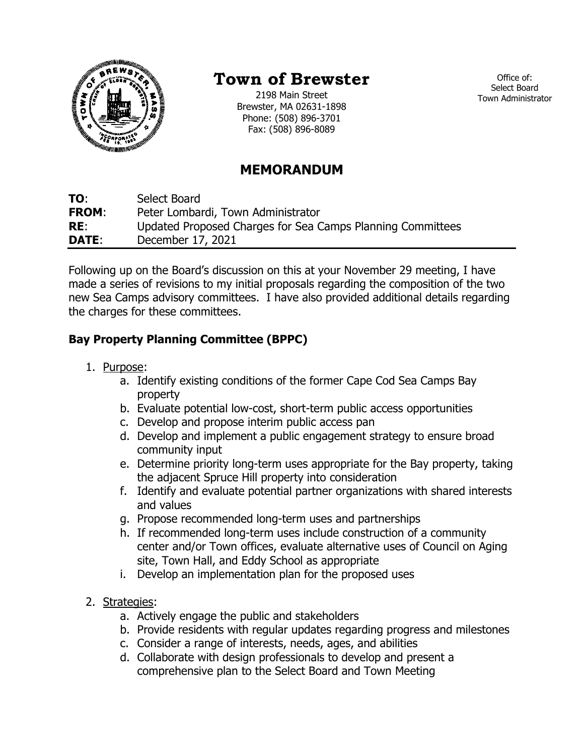# Town of Brewster

2198 Main Street
Brewster, MA 02631-1898
Phone: (508) 896-3701
Fax: (508) 896-8089

Office of:
Select Board
Town Administrator

## MEMORANDUM

**TO**: Select Board
**FROM**: Peter Lombardi, Town Administrator
**RE**: Updated Proposed Charges for Sea Camps Planning Committees
**DATE**: December 17, 2021

Following up on the Board's discussion on this at your November 29 meeting, I have made a series of revisions to my initial proposals regarding the composition of the two new Sea Camps advisory committees. I have also provided additional details regarding the charges for these committees.

### Bay Property Planning Committee (BPPC)

1. Purpose:
   a. Identify existing conditions of the former Cape Cod Sea Camps Bay property
   b. Evaluate potential low-cost, short-term public access opportunities
   c. Develop and propose interim public access pan
   d. Develop and implement a public engagement strategy to ensure broad community input
   e. Determine priority long-term uses appropriate for the Bay property, taking the adjacent Spruce Hill property into consideration
   f. Identify and evaluate potential partner organizations with shared interests and values
   g. Propose recommended long-term uses and partnerships
   h. If recommended long-term uses include construction of a community center and/or Town offices, evaluate alternative uses of Council on Aging site, Town Hall, and Eddy School as appropriate
   i. Develop an implementation plan for the proposed uses

2. Strategies:
   a. Actively engage the public and stakeholders
   b. Provide residents with regular updates regarding progress and milestones
   c. Consider a range of interests, needs, ages, and abilities
   d. Collaborate with design professionals to develop and present a comprehensive plan to the Select Board and Town Meeting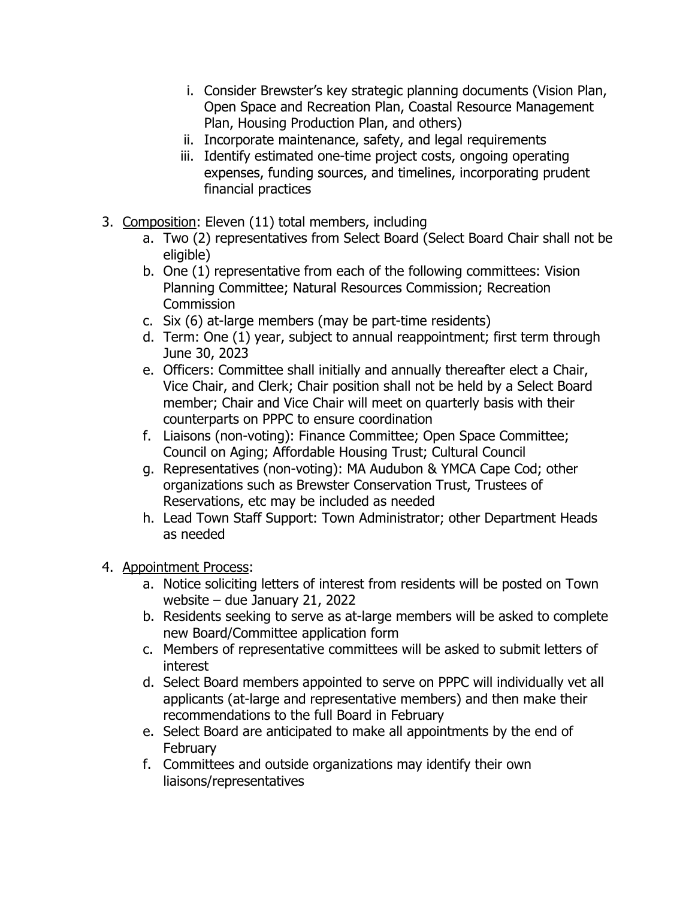i. Consider Brewster's key strategic planning documents (Vision Plan, Open Space and Recreation Plan, Coastal Resource Management Plan, Housing Production Plan, and others)
   ii. Incorporate maintenance, safety, and legal requirements
   iii. Identify estimated one-time project costs, ongoing operating expenses, funding sources, and timelines, incorporating prudent financial practices

3. <u>Composition</u>: Eleven (11) total members, including
   a. Two (2) representatives from Select Board (Select Board Chair shall not be eligible)
   b. One (1) representative from each of the following committees: Vision Planning Committee; Natural Resources Commission; Recreation Commission
   c. Six (6) at-large members (may be part-time residents)
   d. Term: One (1) year, subject to annual reappointment; first term through June 30, 2023
   e. Officers: Committee shall initially and annually thereafter elect a Chair, Vice Chair, and Clerk; Chair position shall not be held by a Select Board member; Chair and Vice Chair will meet on quarterly basis with their counterparts on PPPC to ensure coordination
   f. Liaisons (non-voting): Finance Committee; Open Space Committee; Council on Aging; Affordable Housing Trust; Cultural Council
   g. Representatives (non-voting): MA Audubon & YMCA Cape Cod; other organizations such as Brewster Conservation Trust, Trustees of Reservations, etc may be included as needed
   h. Lead Town Staff Support: Town Administrator; other Department Heads as needed

4. <u>Appointment Process</u>:
   a. Notice soliciting letters of interest from residents will be posted on Town website – due January 21, 2022
   b. Residents seeking to serve as at-large members will be asked to complete new Board/Committee application form
   c. Members of representative committees will be asked to submit letters of interest
   d. Select Board members appointed to serve on PPPC will individually vet all applicants (at-large and representative members) and then make their recommendations to the full Board in February
   e. Select Board are anticipated to make all appointments by the end of February
   f. Committees and outside organizations may identify their own liaisons/representatives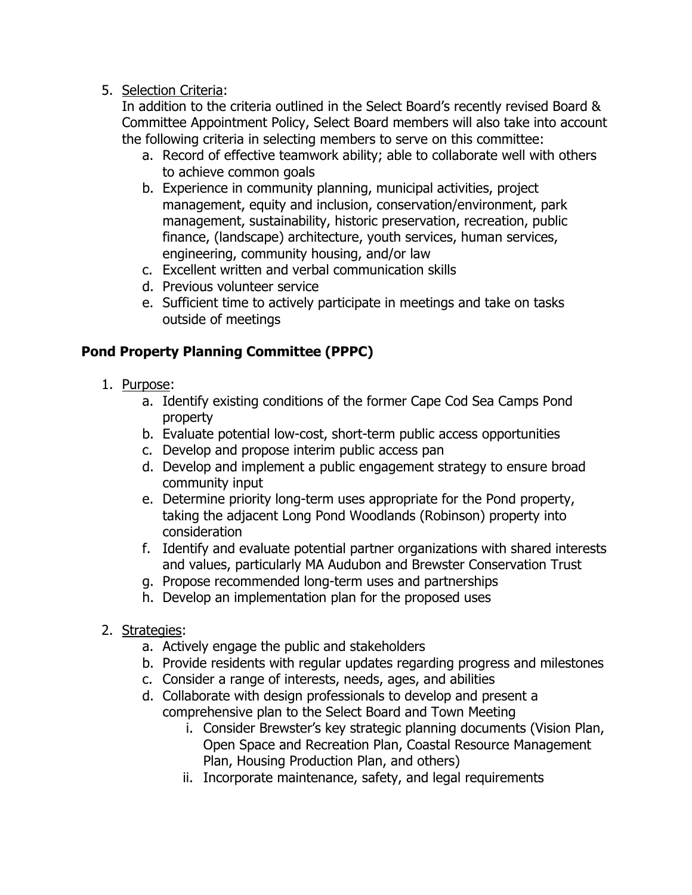5. <u>Selection Criteria</u>:
   In addition to the criteria outlined in the Select Board's recently revised Board & Committee Appointment Policy, Select Board members will also take into account the following criteria in selecting members to serve on this committee:
    a. Record of effective teamwork ability; able to collaborate well with others to achieve common goals
    b. Experience in community planning, municipal activities, project management, equity and inclusion, conservation/environment, park management, sustainability, historic preservation, recreation, public finance, (landscape) architecture, youth services, human services, engineering, community housing, and/or law
    c. Excellent written and verbal communication skills
    d. Previous volunteer service
    e. Sufficient time to actively participate in meetings and take on tasks outside of meetings

## Pond Property Planning Committee (PPPC)

1. <u>Purpose</u>:
    a. Identify existing conditions of the former Cape Cod Sea Camps Pond property
    b. Evaluate potential low-cost, short-term public access opportunities
    c. Develop and propose interim public access pan
    d. Develop and implement a public engagement strategy to ensure broad community input
    e. Determine priority long-term uses appropriate for the Pond property, taking the adjacent Long Pond Woodlands (Robinson) property into consideration
    f. Identify and evaluate potential partner organizations with shared interests and values, particularly MA Audubon and Brewster Conservation Trust
    g. Propose recommended long-term uses and partnerships
    h. Develop an implementation plan for the proposed uses

2. <u>Strategies</u>:
    a. Actively engage the public and stakeholders
    b. Provide residents with regular updates regarding progress and milestones
    c. Consider a range of interests, needs, ages, and abilities
    d. Collaborate with design professionals to develop and present a comprehensive plan to the Select Board and Town Meeting
        i. Consider Brewster's key strategic planning documents (Vision Plan, Open Space and Recreation Plan, Coastal Resource Management Plan, Housing Production Plan, and others)
        ii. Incorporate maintenance, safety, and legal requirements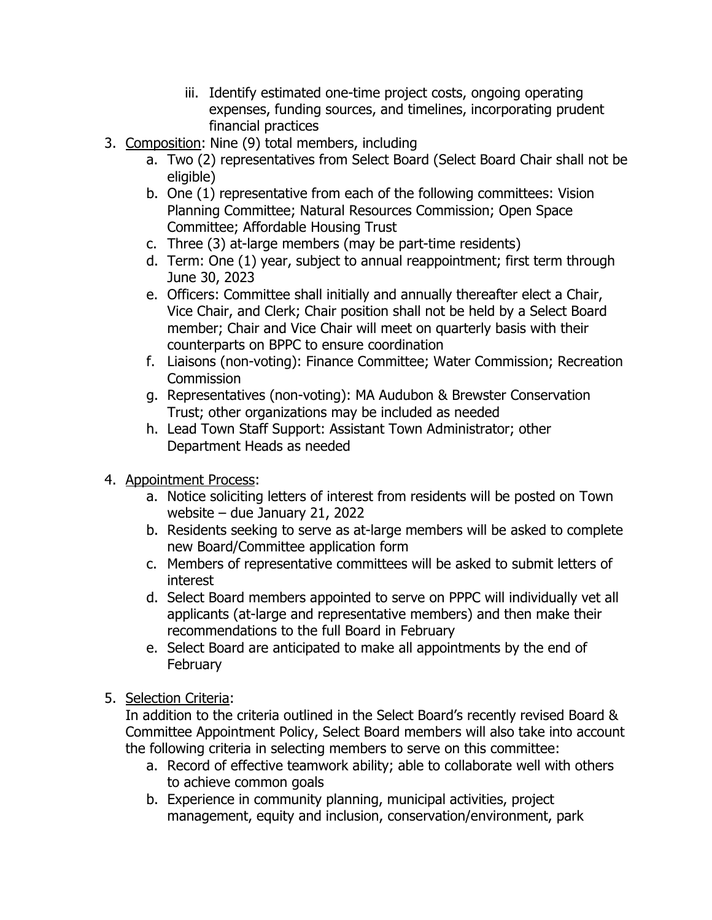iii. Identify estimated one-time project costs, ongoing operating expenses, funding sources, and timelines, incorporating prudent financial practices

3. <u>Composition</u>: Nine (9) total members, including
   a. Two (2) representatives from Select Board (Select Board Chair shall not be eligible)
   b. One (1) representative from each of the following committees: Vision Planning Committee; Natural Resources Commission; Open Space Committee; Affordable Housing Trust
   c. Three (3) at-large members (may be part-time residents)
   d. Term: One (1) year, subject to annual reappointment; first term through June 30, 2023
   e. Officers: Committee shall initially and annually thereafter elect a Chair, Vice Chair, and Clerk; Chair position shall not be held by a Select Board member; Chair and Vice Chair will meet on quarterly basis with their counterparts on BPPC to ensure coordination
   f. Liaisons (non-voting): Finance Committee; Water Commission; Recreation Commission
   g. Representatives (non-voting): MA Audubon & Brewster Conservation Trust; other organizations may be included as needed
   h. Lead Town Staff Support: Assistant Town Administrator; other Department Heads as needed

4. <u>Appointment Process</u>:
   a. Notice soliciting letters of interest from residents will be posted on Town website – due January 21, 2022
   b. Residents seeking to serve as at-large members will be asked to complete new Board/Committee application form
   c. Members of representative committees will be asked to submit letters of interest
   d. Select Board members appointed to serve on PPPC will individually vet all applicants (at-large and representative members) and then make their recommendations to the full Board in February
   e. Select Board are anticipated to make all appointments by the end of February

5. <u>Selection Criteria</u>:
   In addition to the criteria outlined in the Select Board's recently revised Board & Committee Appointment Policy, Select Board members will also take into account the following criteria in selecting members to serve on this committee:
   a. Record of effective teamwork ability; able to collaborate well with others to achieve common goals
   b. Experience in community planning, municipal activities, project management, equity and inclusion, conservation/environment, park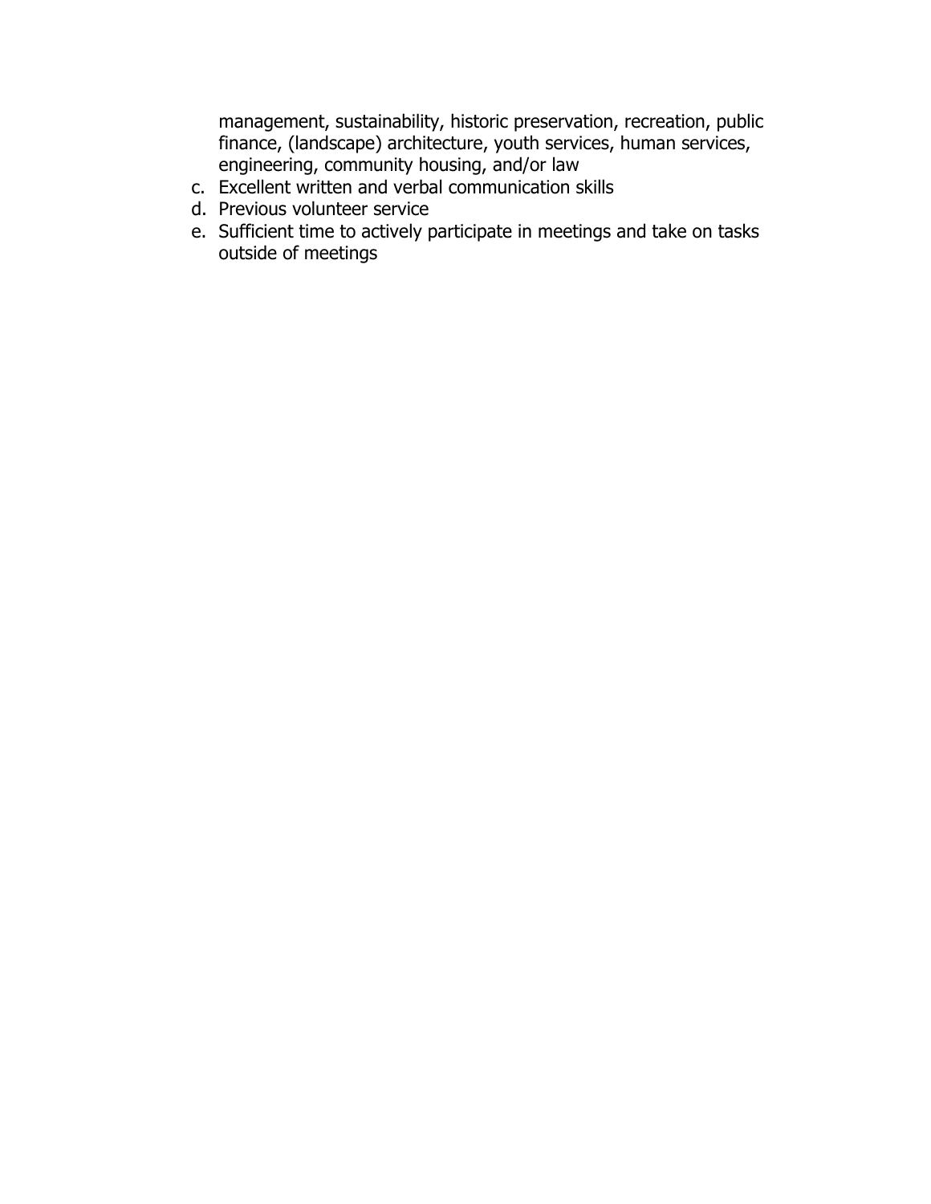management, sustainability, historic preservation, recreation, public finance, (landscape) architecture, youth services, human services, engineering, community housing, and/or law

c. Excellent written and verbal communication skills
d. Previous volunteer service
e. Sufficient time to actively participate in meetings and take on tasks outside of meetings